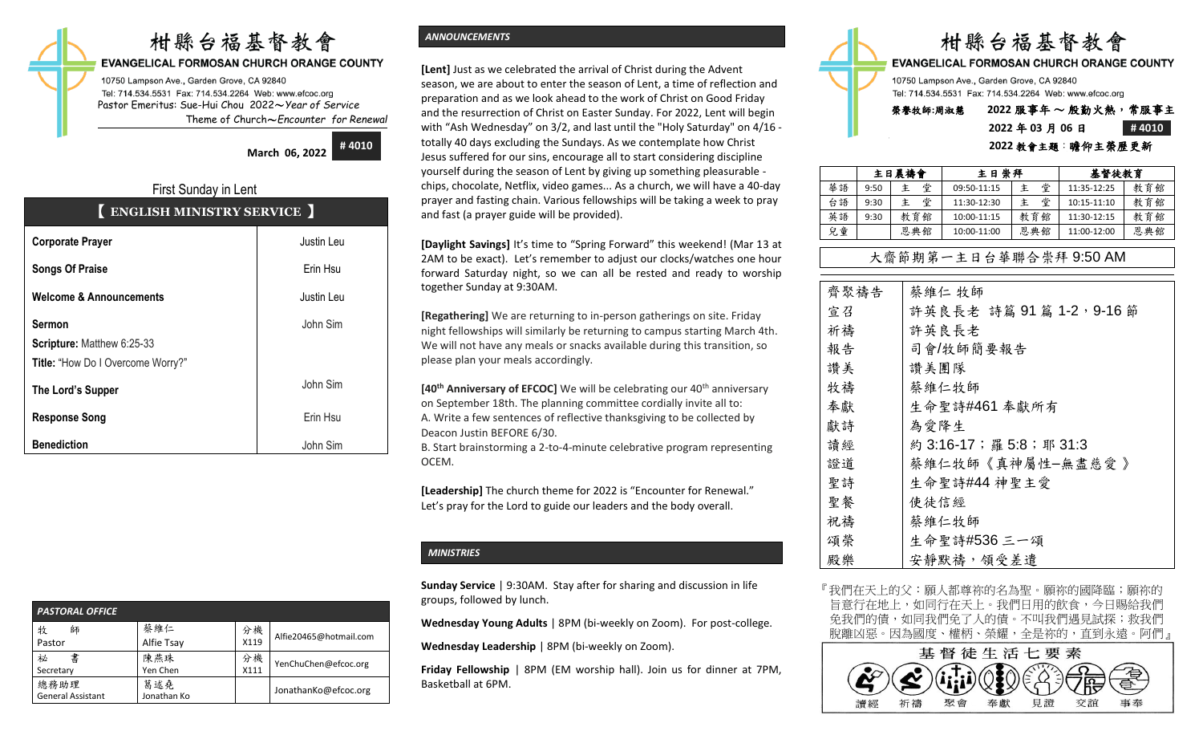# 柑縣台福基督教會

**EVANGELICAL FORMOSAN CHURCH ORANGE COUNTY**

10750 Lampson Ave., Garden Grove, CA 92840
Tel: 714.534.5531 Fax: 714.534.2264 Web: www.efcoc.org
Pastor Emeritus: Sue-Hui Chou 2022～*Year of Service*
Theme of Church～*Encounter for Renewal*

**March 06, 2022** **# 4010**

First Sunday in Lent

## 【 ENGLISH MINISTRY SERVICE 】

| | |
|---|---|
| **Corporate Prayer** | Justin Leu |
| **Songs Of Praise** | Erin Hsu |
| **Welcome & Announcements** | Justin Leu |
| **Sermon**<br>**Scripture:** Matthew 6:25-33<br>**Title:** "How Do I Overcome Worry?" | John Sim |
| **The Lord's Supper** | John Sim |
| **Response Song** | Erin Hsu |
| **Benediction** | John Sim |

### *PASTORAL OFFICE*

| | | | |
|---|---|---|---|
| 牧 師<br>Pastor | 蔡維仁<br>Alfie Tsay | 分機<br>X119 | Alfie20465@hotmail.com |
| 秘 書<br>Secretary | 陳燕珠<br>Yen Chen | 分機<br>X111 | YenChuChen@efcoc.org |
| 總務助理<br>General Assistant | 葛述堯<br>Jonathan Ko | | JonathanKo@efcoc.org |

### *ANNOUNCEMENTS*

**[Lent]** Just as we celebrated the arrival of Christ during the Advent season, we are about to enter the season of Lent, a time of reflection and preparation and as we look ahead to the work of Christ on Good Friday and the resurrection of Christ on Easter Sunday. For 2022, Lent will begin with "Ash Wednesday" on 3/2, and last until the "Holy Saturday" on 4/16 - totally 40 days excluding the Sundays. As we contemplate how Christ Jesus suffered for our sins, encourage all to start considering discipline yourself during the season of Lent by giving up something pleasurable - chips, chocolate, Netflix, video games... As a church, we will have a 40-day prayer and fasting chain. Various fellowships will be taking a week to pray and fast (a prayer guide will be provided).

**[Daylight Savings]** It's time to "Spring Forward" this weekend! (Mar 13 at 2AM to be exact). Let's remember to adjust our clocks/watches one hour forward Saturday night, so we can all be rested and ready to worship together Sunday at 9:30AM.

**[Regathering]** We are returning to in-person gatherings on site. Friday night fellowships will similarly be returning to campus starting March 4th. We will not have any meals or snacks available during this transition, so please plan your meals accordingly.

**[40th Anniversary of EFCOC]** We will be celebrating our 40th anniversary on September 18th. The planning committee cordially invite all to:
A. Write a few sentences of reflective thanksgiving to be collected by Deacon Justin BEFORE 6/30.
B. Start brainstorming a 2-to-4-minute celebrative program representing OCEM.

**[Leadership]** The church theme for 2022 is "Encounter for Renewal." Let's pray for the Lord to guide our leaders and the body overall.

### *MINISTRIES*

**Sunday Service** | 9:30AM. Stay after for sharing and discussion in life groups, followed by lunch.

**Wednesday Young Adults** | 8PM (bi-weekly on Zoom). For post-college.

**Wednesday Leadership** | 8PM (bi-weekly on Zoom).

**Friday Fellowship** | 8PM (EM worship hall). Join us for dinner at 7PM, Basketball at 6PM.

# 柑縣台福基督教會

**EVANGELICAL FORMOSAN CHURCH ORANGE COUNTY**

10750 Lampson Ave., Garden Grove, CA 92840
Tel: 714.534.5531 Fax: 714.534.2264 Web: www.efcoc.org

榮譽牧師:周淑慧 **2022 服事年 ～ 殷勤火熱，常服事主**
**2022 年 03 月 06 日** **# 4010**
**2022 教會主題：瞻仰主榮歷更新**

| | 主日晨禱會 | | 主日崇拜 | | 基督徒教育 | |
|---|---|---|---|---|---|---|
| 華語 | 9:50 | 主 堂 | 09:50-11:15 | 主 堂 | 11:35-12:25 | 教育館 |
| 台語 | 9:30 | 主 堂 | 11:30-12:30 | 主 堂 | 10:15-11:10 | 教育館 |
| 英語 | 9:30 | 教育館 | 10:00-11:15 | 教育館 | 11:30-12:15 | 教育館 |
| 兒童 | | 恩典館 | 10:00-11:00 | 恩典館 | 11:00-12:00 | 恩典館 |

大齋節期第一主日台華聯合崇拜 9:50 AM

| | |
|---|---|
| 齊聚禱告 | 蔡維仁 牧師 |
| 宣召 | 許英良長老 詩篇 91 篇 1-2，9-16 節 |
| 祈禱 | 許英良長老 |
| 報告 | 司會/牧師簡要報告 |
| 讚美 | 讚美團隊 |
| 牧禱 | 蔡維仁牧師 |
| 奉獻 | 生命聖詩#461 奉獻所有 |
| 獻詩 | 為愛降生 |
| 讀經 | 約 3:16-17；羅 5:8；耶 31:3 |
| 證道 | 蔡維仁牧師《真神屬性–無盡慈愛》 |
| 聖詩 | 生命聖詩#44 神聖主愛 |
| 聖餐 | 使徒信經 |
| 祝禱 | 蔡維仁牧師 |
| 頌榮 | 生命聖詩#536 三一頌 |
| 殿樂 | 安靜默禱，領受差遣 |

『我們在天上的父：願人都尊祢的名為聖。願祢的國降臨；願祢的旨意行在地上，如同行在天上。我們日用的飲食，今日賜給我們。免我們的債，如同我們免了人的債。不叫我們遇見試探；救我們脫離凶惡。因為國度、權柄、榮耀，全是祢的，直到永遠。阿們』

**基督徒生活七要素**

讀經 祈禱 聚會 奉獻 見證 交誼 事奉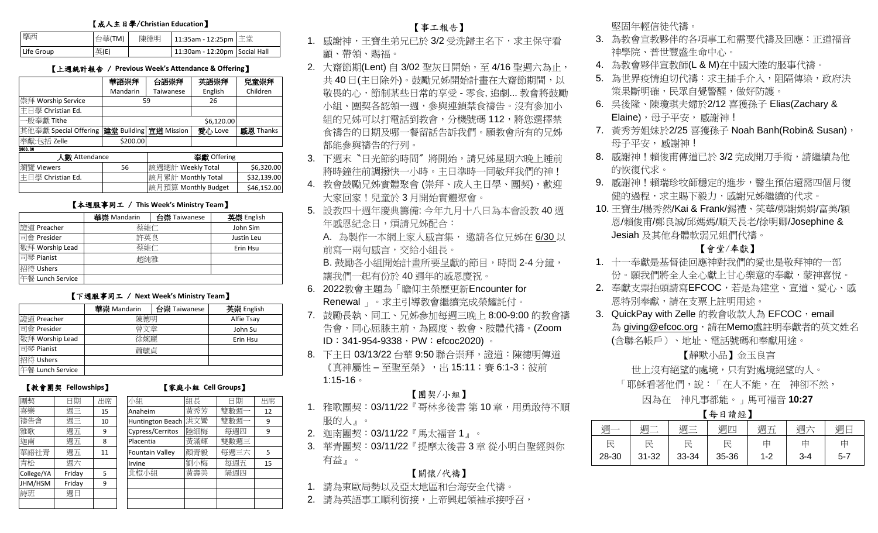【成人主日學/Christian Education】

| | | | | |
|---|---|---|---|---|
| 摩西 | 台華(TM) | 陳德明 | 11:35am - 12:25pm | 主堂 |
| Life Group | 英(E) | | 11:30am - 12:20pm | Social Hall |

【上週統計報告 / Previous Week's Attendance & Offering】

| | 華語崇拜 Mandarin | 台語崇拜 Taiwanese | 英語崇拜 English | 兒童崇拜 Children |
|---|---|---|---|---|
| 崇拜 Worship Service | 59 | | 26 | |
| 主日學 Christian Ed. | | | | |
| 一般奉獻 Tithe | | | $6,120.00 | |
| 其他奉獻 Special Offering | 建堂 Building | 宣道 Mission | 愛心 Love | 感恩 Thanks |
| 奉獻:包括 Zelle $600.00 | $200.00 | | | |

| 人數 Attendance | | 奉獻 Offering | |
|---|---|---|---|
| 瀏覽 Viewers | 56 | 該週總計 Weekly Total | $6,320.00 |
| 主日學 Christian Ed. | | 該月累計 Monthly Total | $32,139.00 |
| | | 該月預算 Monthly Budget | $46,152.00 |

【本週服事同工 / This Week's Ministry Team】

| | 華崇 Mandarin | 台崇 Taiwanese | 英崇 English |
|---|---|---|---|
| 證道 Preacher | 蔡維仁 | | John Sim |
| 司會 Presider | 許英良 | | Justin Leu |
| 敬拜 Worship Lead | 蔡維仁 | | Erin Hsu |
| 司琴 Pianist | 趙純雅 | | |
| 招待 Ushers | | | |
| 午餐 Lunch Service | | | |

【下週服事同工 / Next Week's Ministry Team】

| | 華崇 Mandarin | 台崇 Taiwanese | 英崇 English |
|---|---|---|---|
| 證道 Preacher | 陳德明 | | Alfie Tsay |
| 司會 Presider | 曾文章 | | John Su |
| 敬拜 Worship Lead | 徐婉麗 | | Erin Hsu |
| 司琴 Pianist | 蕭毓貞 | | |
| 招待 Ushers | | | |
| 午餐 Lunch Service | | | |

【教會團契 Fellowships】

| 團契 | 日期 | 出席 |
|---|---|---|
| 喜樂 | 週三 | 15 |
| 禱告會 | 週三 | 10 |
| 雅歌 | 週五 | 9 |
| 迦南 | 週五 | 8 |
| 華語社青 | 週五 | 11 |
| 青松 | 週六 | |
| College/YA | Friday | 5 |
| JHM/HSM | Friday | 9 |
| 詩班 | 週日 | |

【家庭小組 Cell Groups】

| 小組 | 組長 | 日期 | 出席 |
|---|---|---|---|
| Anaheim | 黃秀芳 | 雙數週一 | 12 |
| Huntington Beach | 洪文鶯 | 雙數週一 | 9 |
| Cypress/Cerritos | 陸細梅 | 每週四 | 9 |
| Placentia | 黃滿輝 | 雙數週三 | |
| Fountain Valley | 顏青毅 | 每週三六 | 5 |
| Irvine | 劉小梅 | 每週五 | 15 |
| 北橙小組 | 黃壽美 | 隔週四 | |

【事工報告】

1. 感謝神，王寶生弟兄已於 3/2 受洗歸主名下，求主保守看顧、帶領、賜福。
2. 大齋節期(Lent) 自 3/02 聖灰日開始，至 4/16 聖週六為止，共 40 日(主日除外)。鼓勵兄姊開始計畫在大齋節期間，以敬畏的心，節制某些日常的享受 - 零食, 追劇... 教會將鼓勵小組、團契各認領一週，參與連鎖禁食禱告。沒有參加小組的兄姊可以打電話到教會，分機號碼 112，將您選擇禁食禱告的日期及哪一餐留話告訴我們。願教會所有的兄姊都能參與禱告的行列。
3. 下週末〝日光節約時間〞將開始，請兄姊星期六晚上睡前將時鐘往前調撥快一小時。主日準時一同敬拜我們的神！
4. 教會鼓勵兄姊實體聚會 (崇拜、成人主日學、團契)，歡迎大家回家！兒童於 3 月開始實體聚會。
5. 設教四十週年慶典籌備: 今年九月十八日為本會設教 40 週年感恩紀念日，煩請兄姊配合：
   A. 為製作一本網上家人感言集， 邀請各位兄姊在 6/30 以前寫一兩句感言，交給小組長。
   B. 鼓勵各小組開始計畫所要呈獻的節目，時間 2-4 分鐘，讓我們一起有份於 40 週年的感恩慶祝。
6. 2022教會主題為「瞻仰主榮歷更新Encounter for Renewal 」。求主引導教會繼續完成榮耀託付。
7. 鼓勵長執、同工、兄姊參加每週三晚上 8:00-9:00 的教會禱告會，同心屈膝主前，為國度、教會、肢體代禱。(Zoom ID：341-954-9338，PW：efcoc2020) 。
8. 下主日 03/13/22 台華 9:50 聯合崇拜，證道：陳德明傳道《真神屬性 – 至聖至榮》，出 15:11；賽 6:1-3；彼前 1:15-16。

【團契/小組】

1. 雅歌團契：03/11/22『哥林多後書 第 10 章，用勇敢待不順服的人』。
2. 迦南團契：03/11/22『馬太福音 1』。
3. 華青團契：03/11/22『提摩太後書 3 章 從小明白聖經與你有益』。

【關懷/代禱】

1. 請為東歐局勢以及亞太地區和台海安全代禱。
2. 請為英語事工順利銜接，上帝興起領袖承接呼召，堅固年輕信徒代禱。
3. 為教會宣教夥伴的各項事工和需要代禱及回應：正道福音神學院、普世豐盛生命中心。
4. 為教會夥伴宣教師(L & M)在中國大陸的服事代禱。
5. 為世界疫情迫切代禱：求主插手介入，阻隔傳染，政府決策果斷明確，民眾自覺警醒，做好防護。
6. 吳俊隆、陳瓊琪夫婦於2/12 喜獲孫子 Elias(Zachary & Elaine)，母子平安， 感謝神！
7. 黃秀芳姐妹於2/25 喜獲孫子 Noah Banh(Robin& Susan)，母子平安， 感謝神！
8. 感謝神！賴俊甫傳道已於 3/2 完成開刀手術，請繼續為他的恢復代求。
9. 感謝神！賴瑞珍牧師穩定的進步，醫生預估還需四個月復健的過程，求主賜下毅力，感謝兄姊繼續的代求。
10. 王寶生/楊秀然/Kai & Frank/錫禮、笑華/鄭謝娟娟/富美/穎恩/賴俊甫/鄭良誠/邱媽媽/順天長老/徐明卿/Josephine & Jesiah 及其他身體軟弱兄姐們代禱。

【會堂/奉獻】

1. 十一奉獻是基督徒回應神對我們的愛也是敬拜神的一部份。願我們將全人全心獻上甘心樂意的奉獻，蒙神喜悅。
2. 奉獻支票抬頭請寫EFCOC，若是為建堂、宣道、愛心、感恩特別奉獻，請在支票上註明用途。
3. QuickPay with Zelle 的教會收款人為 EFCOC，email 為 giving@efcoc.org，請在Memo處註明奉獻者的英文姓名(含聯名帳戶）、地址、電話號碼和奉獻用途。

【靜默小品】金玉良言

世上沒有絕望的處境，只有對處境絕望的人。

「耶穌看著他們，說：「在人不能，在 神卻不然，

因為在 神凡事都能。」馬可福音 **10:27**

【每日讀經】

| 週一 | 週二 | 週三 | 週四 | 週五 | 週六 | 週日 |
|---|---|---|---|---|---|---|
| 民 | 民 | 民 | 民 | 申 | 申 | 申 |
| 28-30 | 31-32 | 33-34 | 35-36 | 1-2 | 3-4 | 5-7 |